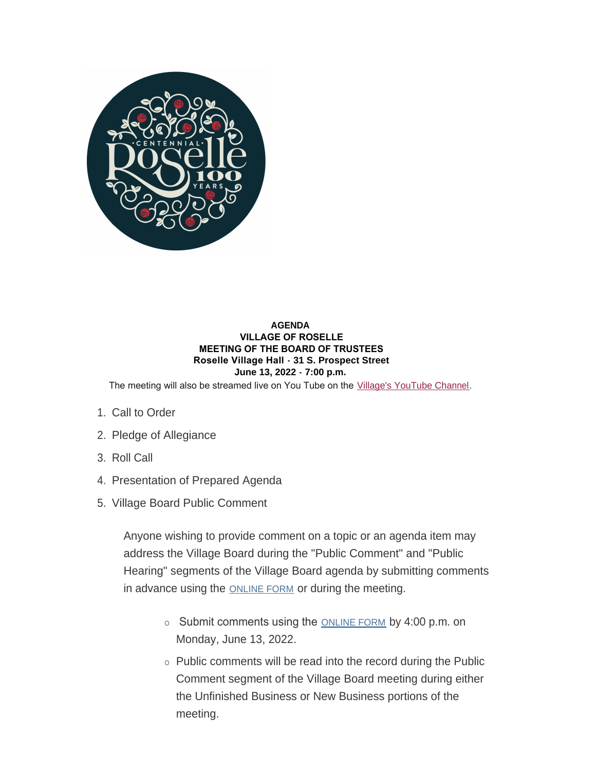**AGENDA**
**VILLAGE OF ROSELLE**
**MEETING OF THE BOARD OF TRUSTEES**
**Roselle Village Hall - 31 S. Prospect Street**
**June 13, 2022 - 7:00 p.m.**

The meeting will also be streamed live on You Tube on the Village's YouTube Channel.

1. Call to Order
2. Pledge of Allegiance
3. Roll Call
4. Presentation of Prepared Agenda
5. Village Board Public Comment

   Anyone wishing to provide comment on a topic or an agenda item may address the Village Board during the "Public Comment" and "Public Hearing" segments of the Village Board agenda by submitting comments in advance using the ONLINE FORM or during the meeting.

   - Submit comments using the ONLINE FORM by 4:00 p.m. on Monday, June 13, 2022.
   - Public comments will be read into the record during the Public Comment segment of the Village Board meeting during either the Unfinished Business or New Business portions of the meeting.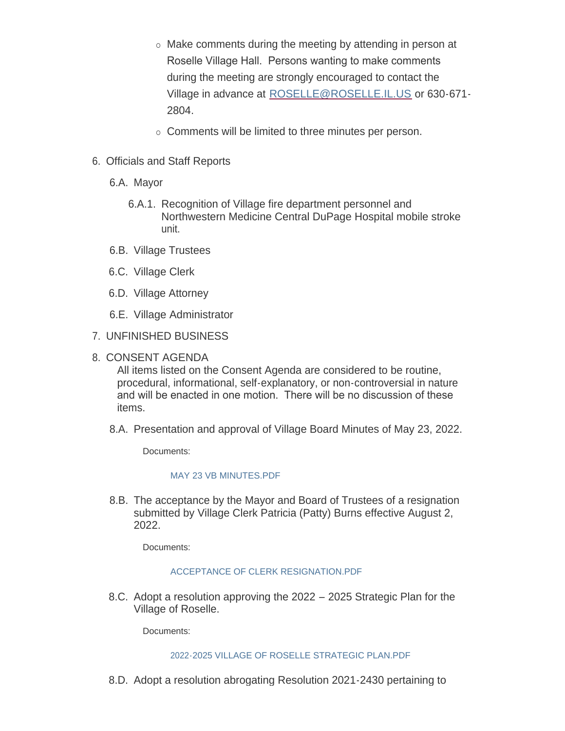- Make comments during the meeting by attending in person at Roselle Village Hall. Persons wanting to make comments during the meeting are strongly encouraged to contact the Village in advance at [ROSELLE@ROSELLE.IL.US](mailto:ROSELLE@ROSELLE.IL.US) or 630-671-2804.
- Comments will be limited to three minutes per person.

6. Officials and Staff Reports

   6.A. Mayor

      6.A.1. Recognition of Village fire department personnel and Northwestern Medicine Central DuPage Hospital mobile stroke unit.

   6.B. Village Trustees

   6.C. Village Clerk

   6.D. Village Attorney

   6.E. Village Administrator

7. UNFINISHED BUSINESS

8. CONSENT AGENDA

   All items listed on the Consent Agenda are considered to be routine, procedural, informational, self-explanatory, or non-controversial in nature and will be enacted in one motion. There will be no discussion of these items.

   8.A. Presentation and approval of Village Board Minutes of May 23, 2022.

      Documents:

      MAY 23 VB MINUTES.PDF

   8.B. The acceptance by the Mayor and Board of Trustees of a resignation submitted by Village Clerk Patricia (Patty) Burns effective August 2, 2022.

      Documents:

      ACCEPTANCE OF CLERK RESIGNATION.PDF

   8.C. Adopt a resolution approving the 2022 – 2025 Strategic Plan for the Village of Roselle.

      Documents:

      2022-2025 VILLAGE OF ROSELLE STRATEGIC PLAN.PDF

   8.D. Adopt a resolution abrogating Resolution 2021-2430 pertaining to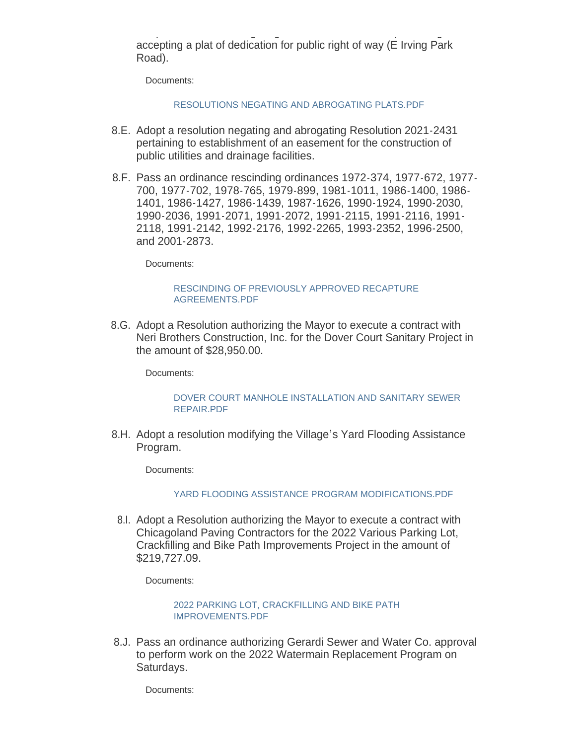accepting a plat of dedication for public right of way (E Irving Park Road).

Documents:

RESOLUTIONS NEGATING AND ABROGATING PLATS.PDF

8.E. Adopt a resolution negating and abrogating Resolution 2021-2431 pertaining to establishment of an easement for the construction of public utilities and drainage facilities.

8.F. Pass an ordinance rescinding ordinances 1972-374, 1977-672, 1977-700, 1977-702, 1978-765, 1979-899, 1981-1011, 1986-1400, 1986-1401, 1986-1427, 1986-1439, 1987-1626, 1990-1924, 1990-2030, 1990-2036, 1991-2071, 1991-2072, 1991-2115, 1991-2116, 1991-2118, 1991-2142, 1992-2176, 1992-2265, 1993-2352, 1996-2500, and 2001-2873.

Documents:

RESCINDING OF PREVIOUSLY APPROVED RECAPTURE AGREEMENTS.PDF

8.G. Adopt a Resolution authorizing the Mayor to execute a contract with Neri Brothers Construction, Inc. for the Dover Court Sanitary Project in the amount of $28,950.00.

Documents:

DOVER COURT MANHOLE INSTALLATION AND SANITARY SEWER REPAIR.PDF

8.H. Adopt a resolution modifying the Village's Yard Flooding Assistance Program.

Documents:

YARD FLOODING ASSISTANCE PROGRAM MODIFICATIONS.PDF

8.I. Adopt a Resolution authorizing the Mayor to execute a contract with Chicagoland Paving Contractors for the 2022 Various Parking Lot, Crackfilling and Bike Path Improvements Project in the amount of $219,727.09.

Documents:

2022 PARKING LOT, CRACKFILLING AND BIKE PATH IMPROVEMENTS.PDF

8.J. Pass an ordinance authorizing Gerardi Sewer and Water Co. approval to perform work on the 2022 Watermain Replacement Program on Saturdays.

Documents: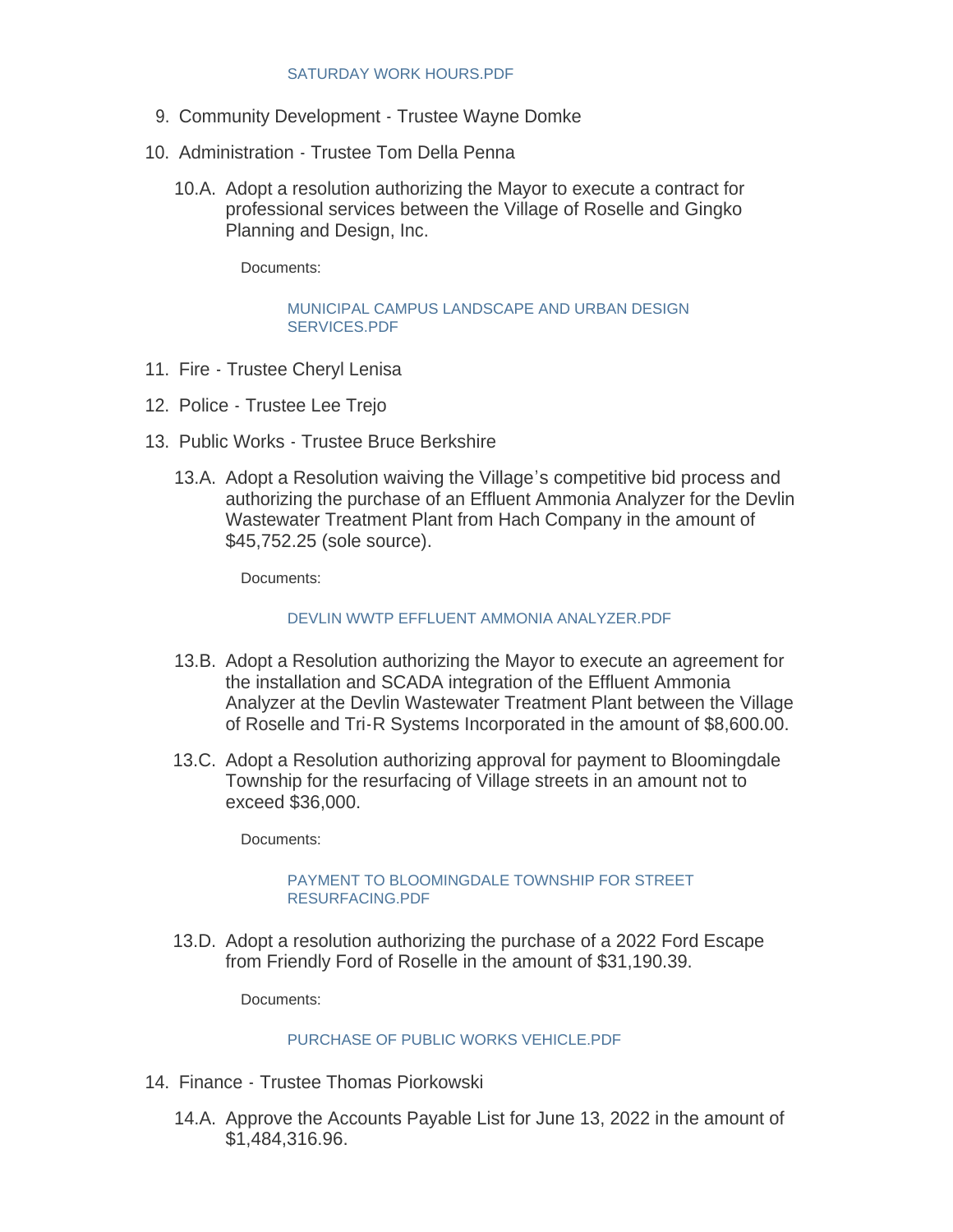SATURDAY WORK HOURS.PDF

9. Community Development - Trustee Wayne Domke
10. Administration - Trustee Tom Della Penna

    10.A. Adopt a resolution authorizing the Mayor to execute a contract for professional services between the Village of Roselle and Gingko Planning and Design, Inc.

    Documents:

    MUNICIPAL CAMPUS LANDSCAPE AND URBAN DESIGN SERVICES.PDF

11. Fire - Trustee Cheryl Lenisa
12. Police - Trustee Lee Trejo
13. Public Works - Trustee Bruce Berkshire

    13.A. Adopt a Resolution waiving the Village's competitive bid process and authorizing the purchase of an Effluent Ammonia Analyzer for the Devlin Wastewater Treatment Plant from Hach Company in the amount of $45,752.25 (sole source).

    Documents:

    DEVLIN WWTP EFFLUENT AMMONIA ANALYZER.PDF

    13.B. Adopt a Resolution authorizing the Mayor to execute an agreement for the installation and SCADA integration of the Effluent Ammonia Analyzer at the Devlin Wastewater Treatment Plant between the Village of Roselle and Tri-R Systems Incorporated in the amount of $8,600.00.

    13.C. Adopt a Resolution authorizing approval for payment to Bloomingdale Township for the resurfacing of Village streets in an amount not to exceed $36,000.

    Documents:

    PAYMENT TO BLOOMINGDALE TOWNSHIP FOR STREET RESURFACING.PDF

    13.D. Adopt a resolution authorizing the purchase of a 2022 Ford Escape from Friendly Ford of Roselle in the amount of $31,190.39.

    Documents:

    PURCHASE OF PUBLIC WORKS VEHICLE.PDF

14. Finance - Trustee Thomas Piorkowski

    14.A. Approve the Accounts Payable List for June 13, 2022 in the amount of $1,484,316.96.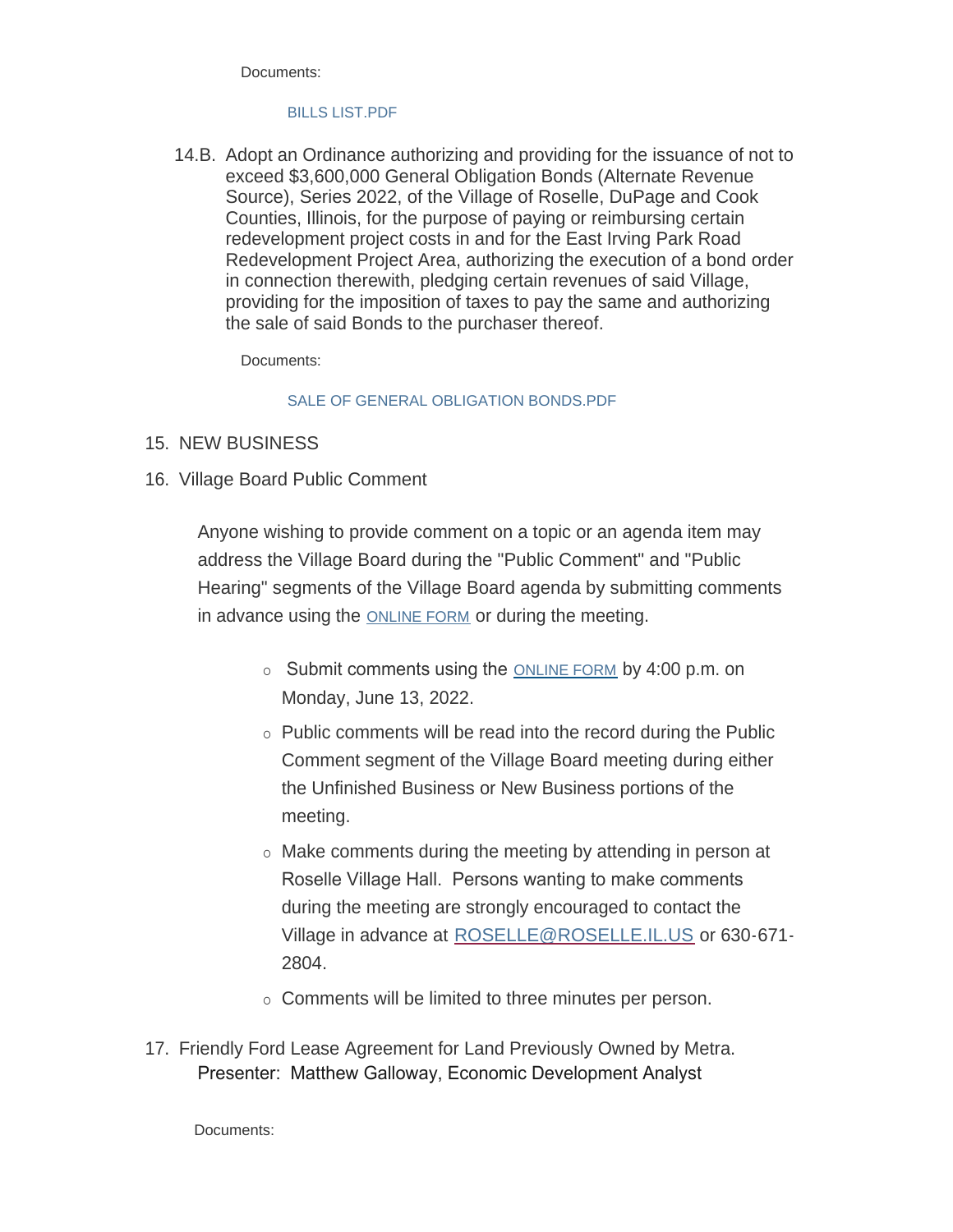Documents:

BILLS LIST.PDF

14.B. Adopt an Ordinance authorizing and providing for the issuance of not to exceed $3,600,000 General Obligation Bonds (Alternate Revenue Source), Series 2022, of the Village of Roselle, DuPage and Cook Counties, Illinois, for the purpose of paying or reimbursing certain redevelopment project costs in and for the East Irving Park Road Redevelopment Project Area, authorizing the execution of a bond order in connection therewith, pledging certain revenues of said Village, providing for the imposition of taxes to pay the same and authorizing the sale of said Bonds to the purchaser thereof.

Documents:

SALE OF GENERAL OBLIGATION BONDS.PDF

15. NEW BUSINESS

16. Village Board Public Comment

Anyone wishing to provide comment on a topic or an agenda item may address the Village Board during the "Public Comment" and "Public Hearing" segments of the Village Board agenda by submitting comments in advance using the ONLINE FORM or during the meeting.

- Submit comments using the ONLINE FORM by 4:00 p.m. on Monday, June 13, 2022.
- Public comments will be read into the record during the Public Comment segment of the Village Board meeting during either the Unfinished Business or New Business portions of the meeting.
- Make comments during the meeting by attending in person at Roselle Village Hall. Persons wanting to make comments during the meeting are strongly encouraged to contact the Village in advance at ROSELLE@ROSELLE.IL.US or 630-671-2804.
- Comments will be limited to three minutes per person.

17. Friendly Ford Lease Agreement for Land Previously Owned by Metra.
Presenter: Matthew Galloway, Economic Development Analyst

Documents: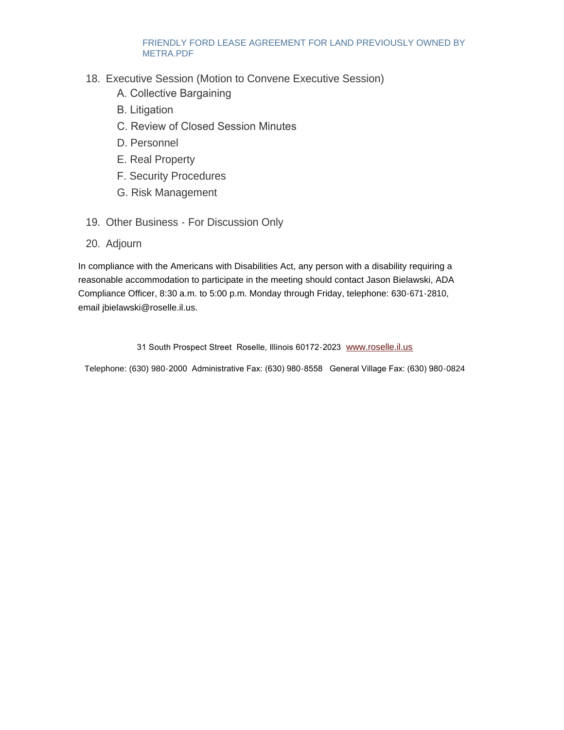FRIENDLY FORD LEASE AGREEMENT FOR LAND PREVIOUSLY OWNED BY METRA.PDF

18. Executive Session (Motion to Convene Executive Session)
    - A. Collective Bargaining
    - B. Litigation
    - C. Review of Closed Session Minutes
    - D. Personnel
    - E. Real Property
    - F. Security Procedures
    - G. Risk Management

19. Other Business - For Discussion Only

20. Adjourn

In compliance with the Americans with Disabilities Act, any person with a disability requiring a reasonable accommodation to participate in the meeting should contact Jason Bielawski, ADA Compliance Officer, 8:30 a.m. to 5:00 p.m. Monday through Friday, telephone: 630-671-2810, email jbielawski@roselle.il.us.

31 South Prospect Street Roselle, Illinois 60172-2023 www.roselle.il.us

Telephone: (630) 980-2000 Administrative Fax: (630) 980-8558 General Village Fax: (630) 980-0824